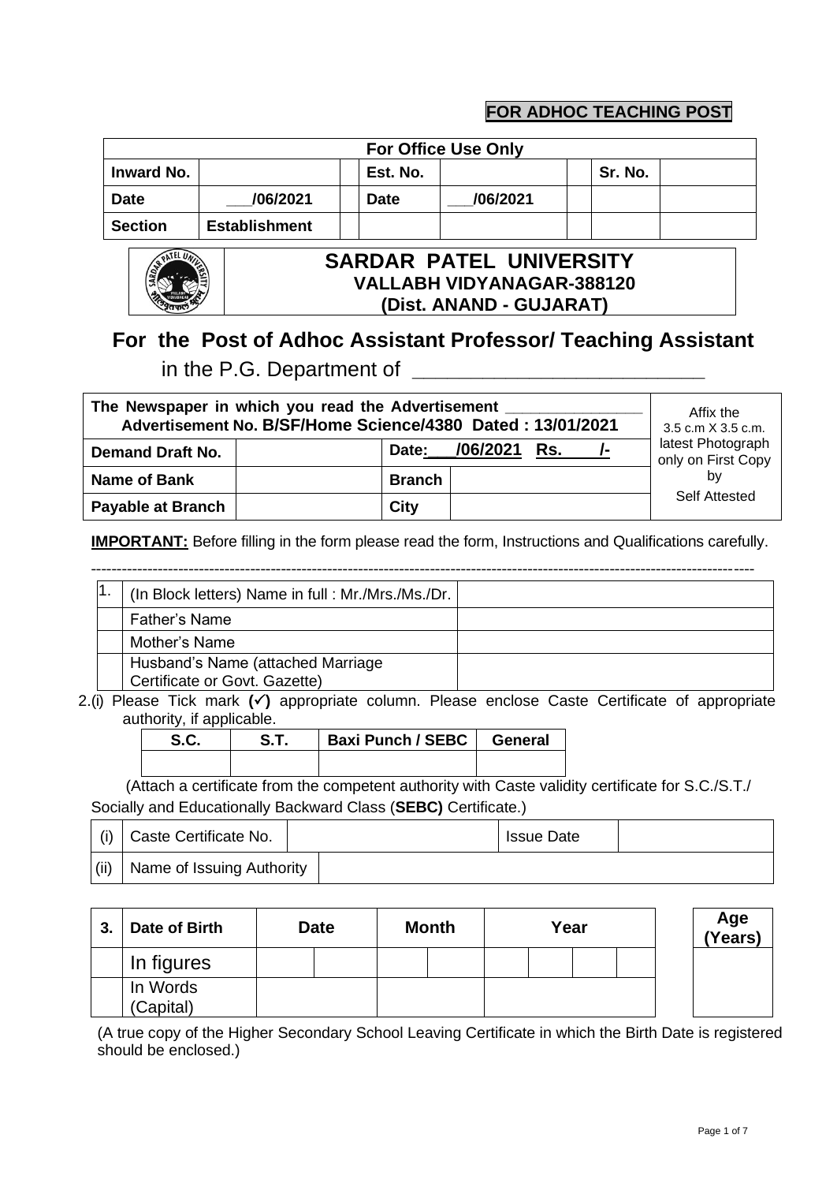**FOR ADHOC TEACHING POST**

| For Office Use Only | | | | | | | |
|---|---|---|---|---|---|---|---|
| **Inward No.** | | | **Est. No.** | | | **Sr. No.** | |
| **Date** | ___/06/2021 | | **Date** | ___/06/2021 | | | |
| **Section** | **Establishment** | | | | | | |

# SARDAR PATEL UNIVERSITY
## VALLABH VIDYANAGAR-388120
## (Dist. ANAND - GUJARAT)

## For the Post of Adhoc Assistant Professor/ Teaching Assistant

in the P.G. Department of ________________________

| **The Newspaper in which you read the Advertisement _______________ Advertisement No. B/SF/Home Science/4380 Dated : 13/01/2021** | | | | Affix the 3.5 c.m X 3.5 c.m. latest Photograph only on First Copy by Self Attested |
|---|---|---|---|---|
| **Demand Draft No.** | | **Date:___/06/2021 Rs. /-** | | |
| **Name of Bank** | | **Branch** | | |
| **Payable at Branch** | | **City** | | |

**IMPORTANT:** Before filling in the form please read the form, Instructions and Qualifications carefully.

---

| 1. | (In Block letters) Name in full : Mr./Mrs./Ms./Dr. | |
|---|---|---|
| | Father's Name | |
| | Mother's Name | |
| | Husband's Name (attached Marriage Certificate or Govt. Gazette) | |

2.(i) Please Tick mark **(✓)** appropriate column. Please enclose Caste Certificate of appropriate authority, if applicable.

| S.C. | S.T. | Baxi Punch / SEBC | General |
|---|---|---|---|
| | | | |

(Attach a certificate from the competent authority with Caste validity certificate for S.C./S.T./ Socially and Educationally Backward Class (**SEBC)** Certificate.)

| (i) | Caste Certificate No. | | Issue Date | |
|---|---|---|---|---|
| (ii) | Name of Issuing Authority | | | |

| 3. | Date of Birth | Date | | Month | | Year | | | | Age (Years) |
|---|---|---|---|---|---|---|---|---|---|---|
| | In figures | | | | | | | | | |
| | In Words (Capital) | | | | | | | | | |

(A true copy of the Higher Secondary School Leaving Certificate in which the Birth Date is registered should be enclosed.)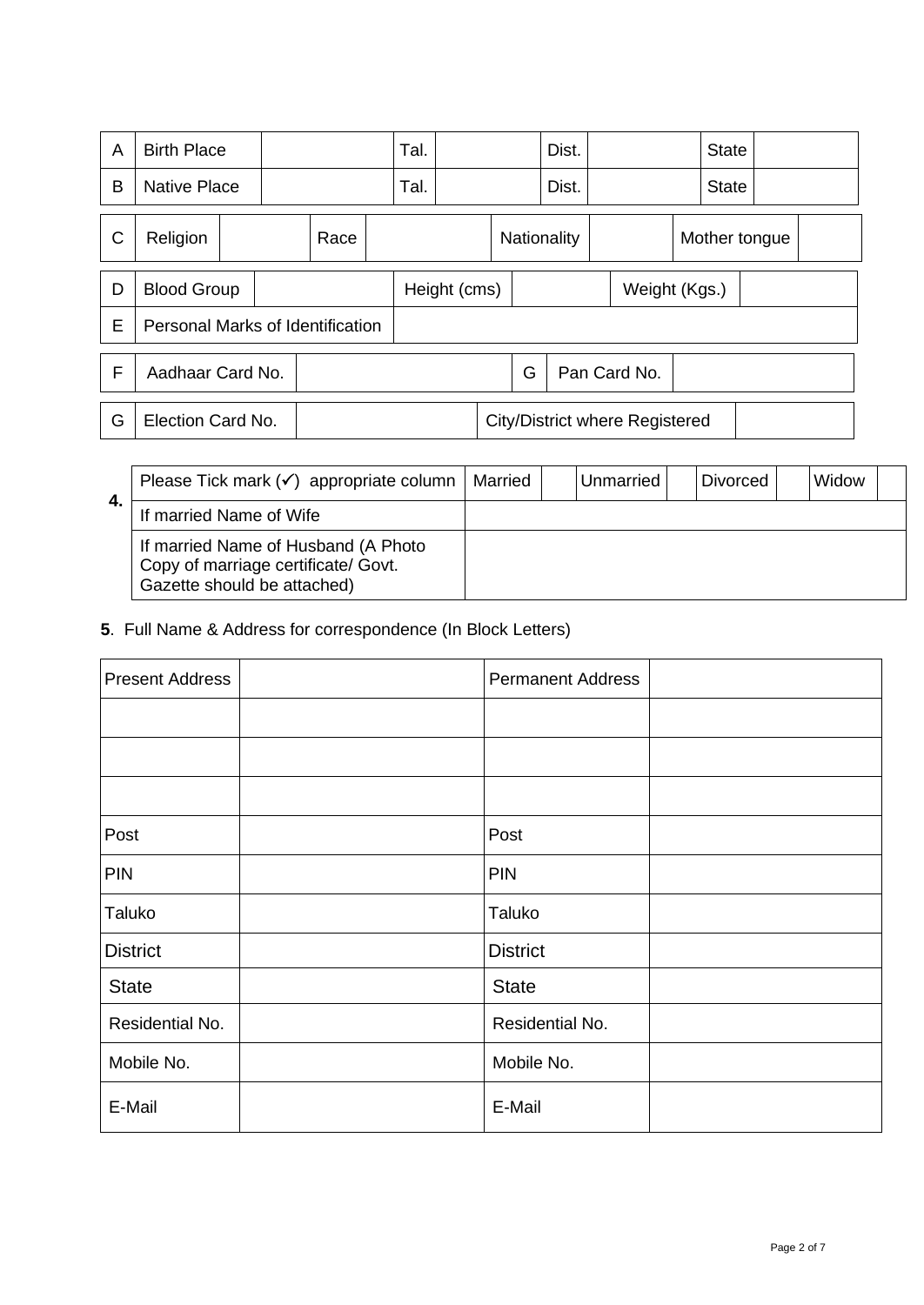| A | Birth Place | | Tal. | | Dist. | | State | |
|---|---|---|---|---|---|---|---|---|
| B | Native Place | | Tal. | | Dist. | | State | |

| C | Religion | | Race | | Nationality | | Mother tongue | |
|---|---|---|---|---|---|---|---|---|

| D | Blood Group | | Height (cms) | | Weight (Kgs.) | |
|---|---|---|---|---|---|---|
| E | Personal Marks of Identification | | | | | |

| F | Aadhaar Card No. | | G | Pan Card No. | |
|---|---|---|---|---|---|

| G | Election Card No. | | City/District where Registered | |
|---|---|---|---|---|

| 4. | Please Tick mark (✓) appropriate column | Married | | Unmarried | | Divorced | | Widow | |
|---|---|---|---|---|---|---|---|---|---|
| | If married Name of Wife | | | | | | | | |
| | If married Name of Husband (A Photo Copy of marriage certificate/ Govt. Gazette should be attached) | | | | | | | | |

**5**. Full Name & Address for correspondence (In Block Letters)

| Present Address | | Permanent Address | |
|---|---|---|---|
| | | | |
| | | | |
| | | | |
| Post | | Post | |
| PIN | | PIN | |
| Taluko | | Taluko | |
| District | | District | |
| State | | State | |
| Residential No. | | Residential No. | |
| Mobile No. | | Mobile No. | |
| E-Mail | | E-Mail | |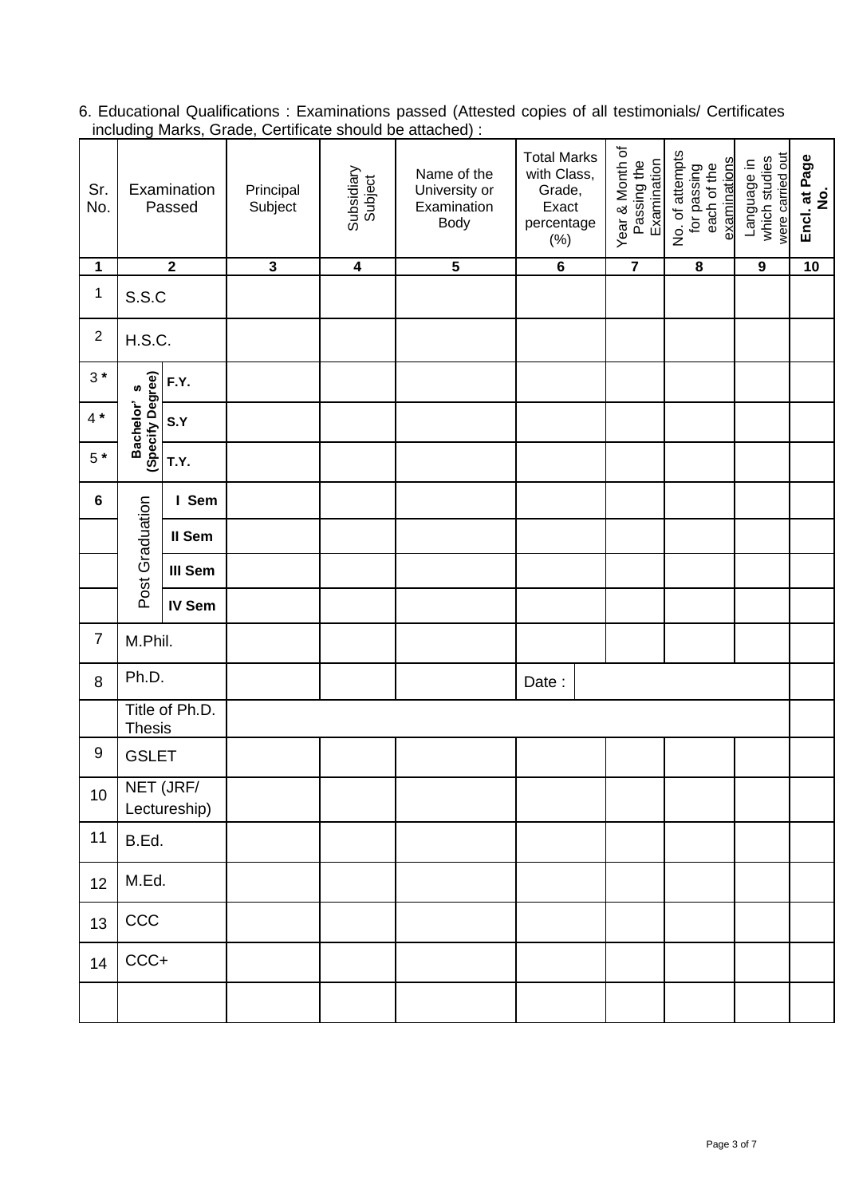6. Educational Qualifications : Examinations passed (Attested copies of all testimonials/ Certificates including Marks, Grade, Certificate should be attached) :

| Sr. No. | Examination Passed | | Principal Subject | Subsidiary Subject | Name of the University or Examination Body | Total Marks with Class, Grade, Exact percentage (%) | Year & Month of Passing the Examination | No. of attempts for passing each of the examinations | Language in which studies were carried out | Encl. at Page No. |
|---|---|---|---|---|---|---|---|---|---|---|
| **1** | **2** | | **3** | **4** | **5** | **6** | **7** | **8** | **9** | **10** |
| 1 | S.S.C | | | | | | | | | |
| 2 | H.S.C. | | | | | | | | | |
| 3 * | Bachelor's (Specify Degree) | F.Y. | | | | | | | | |
| 4 * | | S.Y | | | | | | | | |
| 5 * | | T.Y. | | | | | | | | |
| 6 | Post Graduation | I Sem | | | | | | | | |
| | | II Sem | | | | | | | | |
| | | III Sem | | | | | | | | |
| | | IV Sem | | | | | | | | |
| 7 | M.Phil. | | | | | | | | | |
| 8 | Ph.D. | | | | | Date : | | | | |
| | Title of Ph.D. Thesis | | | | | | | | | |
| 9 | GSLET | | | | | | | | | |
| 10 | NET (JRF/ Lectureship) | | | | | | | | | |
| 11 | B.Ed. | | | | | | | | | |
| 12 | M.Ed. | | | | | | | | | |
| 13 | CCC | | | | | | | | | |
| 14 | CCC+ | | | | | | | | | |
| | | | | | | | | | | |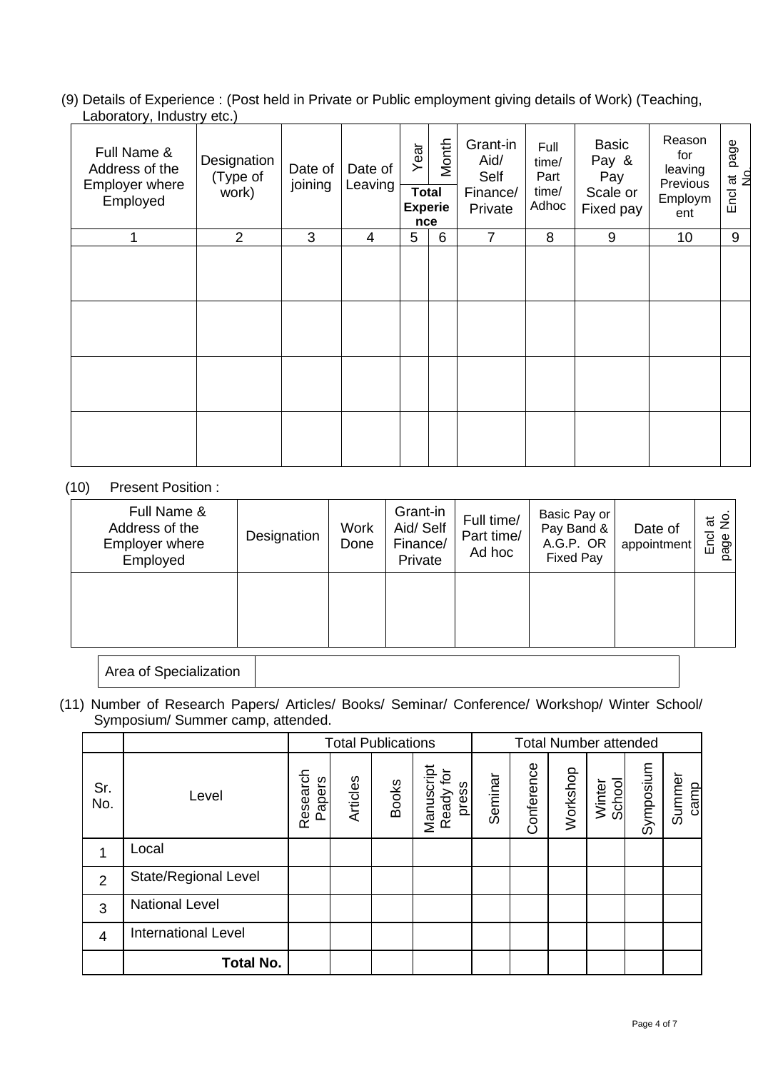(9) Details of Experience : (Post held in Private or Public employment giving details of Work) (Teaching, Laboratory, Industry etc.)

| Full Name & Address of the Employer where Employed | Designation (Type of work) | Date of joining | Date of Leaving | Year | Month | Grant-in Aid/ Self Finance/ Private | Full time/ Part time/ Adhoc | Basic Pay & Pay Scale or Fixed pay | Reason for leaving Previous Employment | Encl at page No. |
|---|---|---|---|---|---|---|---|---|---|---|
| | | | | Total Experience | | | | | | |
| 1 | 2 | 3 | 4 | 5 | 6 | 7 | 8 | 9 | 10 | 9 |
| | | | | | | | | | | |
| | | | | | | | | | | |
| | | | | | | | | | | |
| | | | | | | | | | | |

(10) Present Position :

| Full Name & Address of the Employer where Employed | Designation | Work Done | Grant-in Aid/ Self Finance/ Private | Full time/ Part time/ Ad hoc | Basic Pay or Pay Band & A.G.P. OR Fixed Pay | Date of appointment | Encl at page No. |
|---|---|---|---|---|---|---|---|
| | | | | | | | |

| Area of Specialization | |
|---|---|

(11) Number of Research Papers/ Articles/ Books/ Seminar/ Conference/ Workshop/ Winter School/ Symposium/ Summer camp, attended.

| | | Total Publications | | | | Total Number attended | | | | | |
|---|---|---|---|---|---|---|---|---|---|---|---|
| Sr. No. | Level | Research Papers | Articles | Books | Manuscript Ready for press | Seminar | Conference | Workshop | Winter School | Symposium | Summer camp |
| 1 | Local | | | | | | | | | | |
| 2 | State/Regional Level | | | | | | | | | | |
| 3 | National Level | | | | | | | | | | |
| 4 | International Level | | | | | | | | | | |
| | **Total No.** | | | | | | | | | | |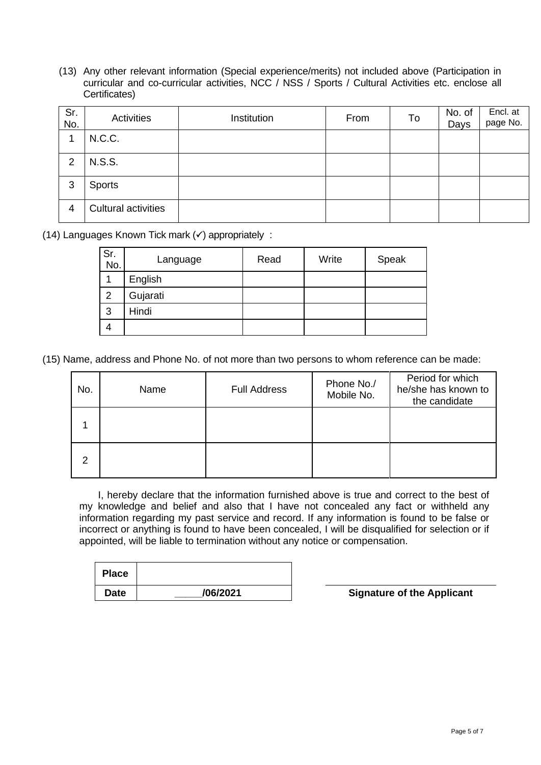(13) Any other relevant information (Special experience/merits) not included above (Participation in curricular and co-curricular activities, NCC / NSS / Sports / Cultural Activities etc. enclose all Certificates)

| Sr. No. | Activities | Institution | From | To | No. of Days | Encl. at page No. |
|---|---|---|---|---|---|---|
| 1 | N.C.C. | | | | | |
| 2 | N.S.S. | | | | | |
| 3 | Sports | | | | | |
| 4 | Cultural activities | | | | | |

(14) Languages Known Tick mark (✓) appropriately :

| Sr. No. | Language | Read | Write | Speak |
|---|---|---|---|---|
| 1 | English | | | |
| 2 | Gujarati | | | |
| 3 | Hindi | | | |
| 4 | | | | |

(15) Name, address and Phone No. of not more than two persons to whom reference can be made:

| No. | Name | Full Address | Phone No./ Mobile No. | Period for which he/she has known to the candidate |
|---|---|---|---|---|
| 1 | | | | |
| 2 | | | | |

I, hereby declare that the information furnished above is true and correct to the best of my knowledge and belief and also that I have not concealed any fact or withheld any information regarding my past service and record. If any information is found to be false or incorrect or anything is found to have been concealed, I will be disqualified for selection or if appointed, will be liable to termination without any notice or compensation.

| **Place** | |
|---|---|
| **Date** | **_____/06/2021** |

**Signature of the Applicant**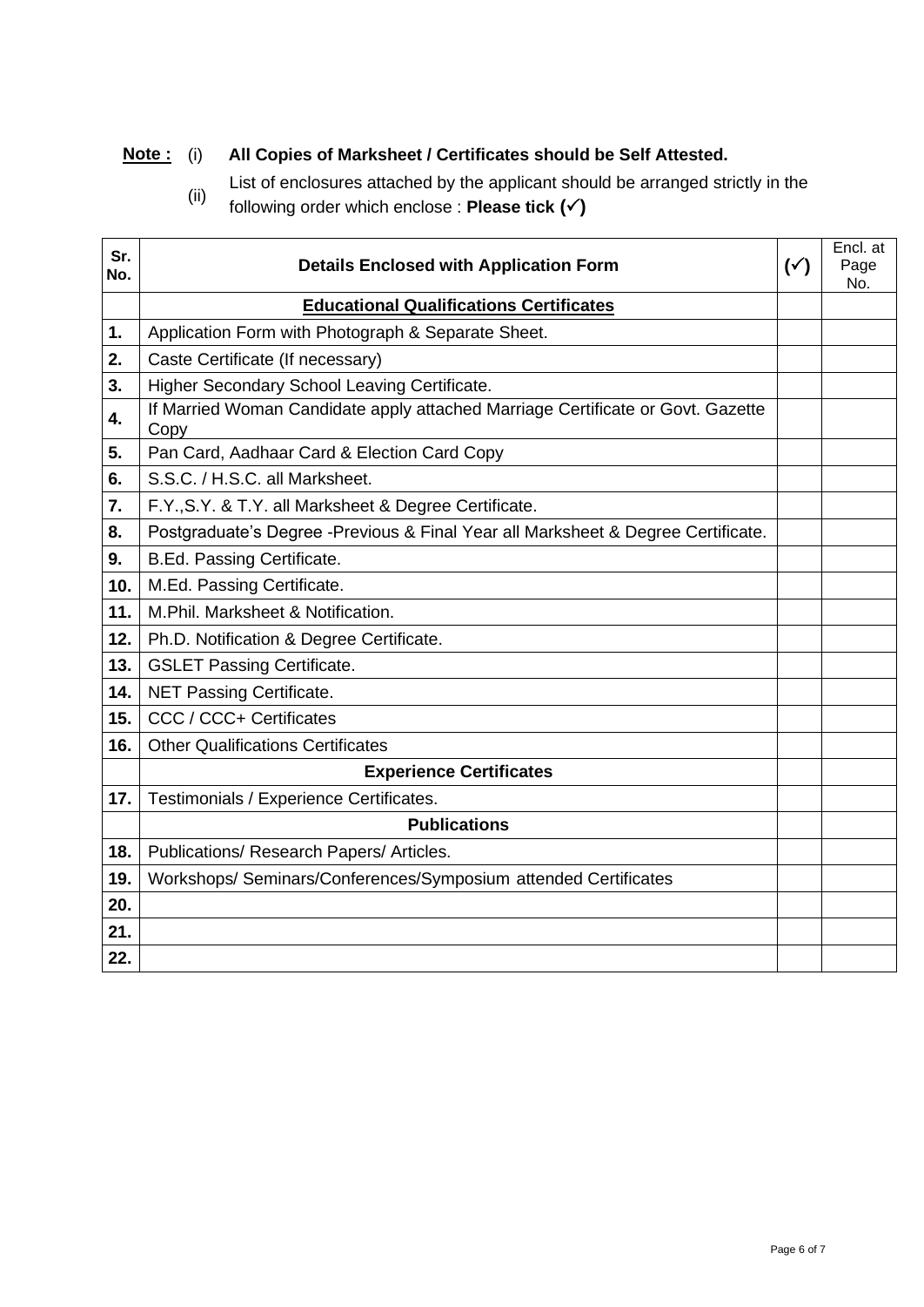**Note :** (i) **All Copies of Marksheet / Certificates should be Self Attested.**

(ii) List of enclosures attached by the applicant should be arranged strictly in the following order which enclose : **Please tick (✓)**

| Sr. No. | Details Enclosed with Application Form | (✓) | Encl. at Page No. |
|---|---|---|---|
| | **Educational Qualifications Certificates** | | |
| **1.** | Application Form with Photograph & Separate Sheet. | | |
| **2.** | Caste Certificate (If necessary) | | |
| **3.** | Higher Secondary School Leaving Certificate. | | |
| **4.** | If Married Woman Candidate apply attached Marriage Certificate or Govt. Gazette Copy | | |
| **5.** | Pan Card, Aadhaar Card & Election Card Copy | | |
| **6.** | S.S.C. / H.S.C. all Marksheet. | | |
| **7.** | F.Y.,S.Y. & T.Y. all Marksheet & Degree Certificate. | | |
| **8.** | Postgraduate's Degree -Previous & Final Year all Marksheet & Degree Certificate. | | |
| **9.** | B.Ed. Passing Certificate. | | |
| **10.** | M.Ed. Passing Certificate. | | |
| **11.** | M.Phil. Marksheet & Notification. | | |
| **12.** | Ph.D. Notification & Degree Certificate. | | |
| **13.** | GSLET Passing Certificate. | | |
| **14.** | NET Passing Certificate. | | |
| **15.** | CCC / CCC+ Certificates | | |
| **16.** | Other Qualifications Certificates | | |
| | **Experience Certificates** | | |
| **17.** | Testimonials / Experience Certificates. | | |
| | **Publications** | | |
| **18.** | Publications/ Research Papers/ Articles. | | |
| **19.** | Workshops/ Seminars/Conferences/Symposium attended Certificates | | |
| **20.** | | | |
| **21.** | | | |
| **22.** | | | |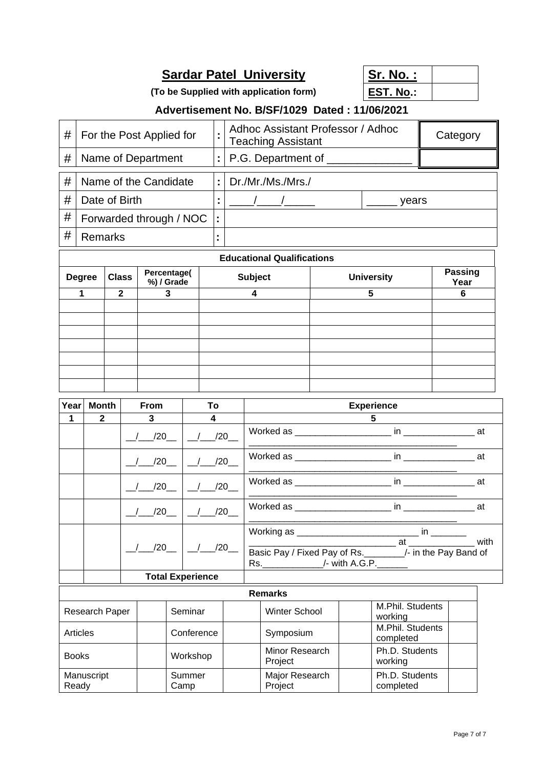# Sardar Patel University

**(To be Supplied with application form)**

| | |
|---|---|
| **Sr. No. :** | |
| **EST. No.:** | |

## Advertisement No. B/SF/1029 Dated : 11/06/2021

| # | For the Post Applied for | : | Adhoc Assistant Professor / Adhoc Teaching Assistant | | Category |
|---|---|---|---|---|---|
| # | Name of Department | : | P.G. Department of ______________ | | |
| # | Name of the Candidate | : | Dr./Mr./Ms./Mrs./ | | |
| # | Date of Birth | : | ____/____/_____ | _____ years | |
| # | Forwarded through / NOC | : | | | |
| # | Remarks | : | | | |

**Educational Qualifications**

| Degree | Class | Percentage( %) / Grade | Subject | University | Passing Year |
|---|---|---|---|---|---|
| 1 | 2 | 3 | 4 | 5 | 6 |
| | | | | | |
| | | | | | |
| | | | | | |
| | | | | | |
| | | | | | |
| | | | | | |
| | | | | | |

| Year | Month | From | To | Experience |
|---|---|---|---|---|
| 1 | 2 | 3 | 4 | 5 |
| | | __/___/20__ | __/___/20__ | Worked as ___________________ in ______________ at ________________________________________ |
| | | __/___/20__ | __/___/20__ | Worked as ___________________ in ______________ at ________________________________________ |
| | | __/___/20__ | __/___/20__ | Worked as ___________________ in ______________ at ________________________________________ |
| | | __/___/20__ | __/___/20__ | Worked as ___________________ in ______________ at ________________________________________ |
| | | __/___/20__ | __/___/20__ | Working as ________________________ in _______ ____________________________ at _____________ with Basic Pay / Fixed Pay of Rs.________/- in the Pay Band of Rs.____________/- with A.G.P.______ |
| | | **Total Experience** | | |

**Remarks**

| | | | | | | | |
|---|---|---|---|---|---|---|---|
| Research Paper | | Seminar | | Winter School | | M.Phil. Students working | |
| Articles | | Conference | | Symposium | | M.Phil. Students completed | |
| Books | | Workshop | | Minor Research Project | | Ph.D. Students working | |
| Manuscript Ready | | Summer Camp | | Major Research Project | | Ph.D. Students completed | |